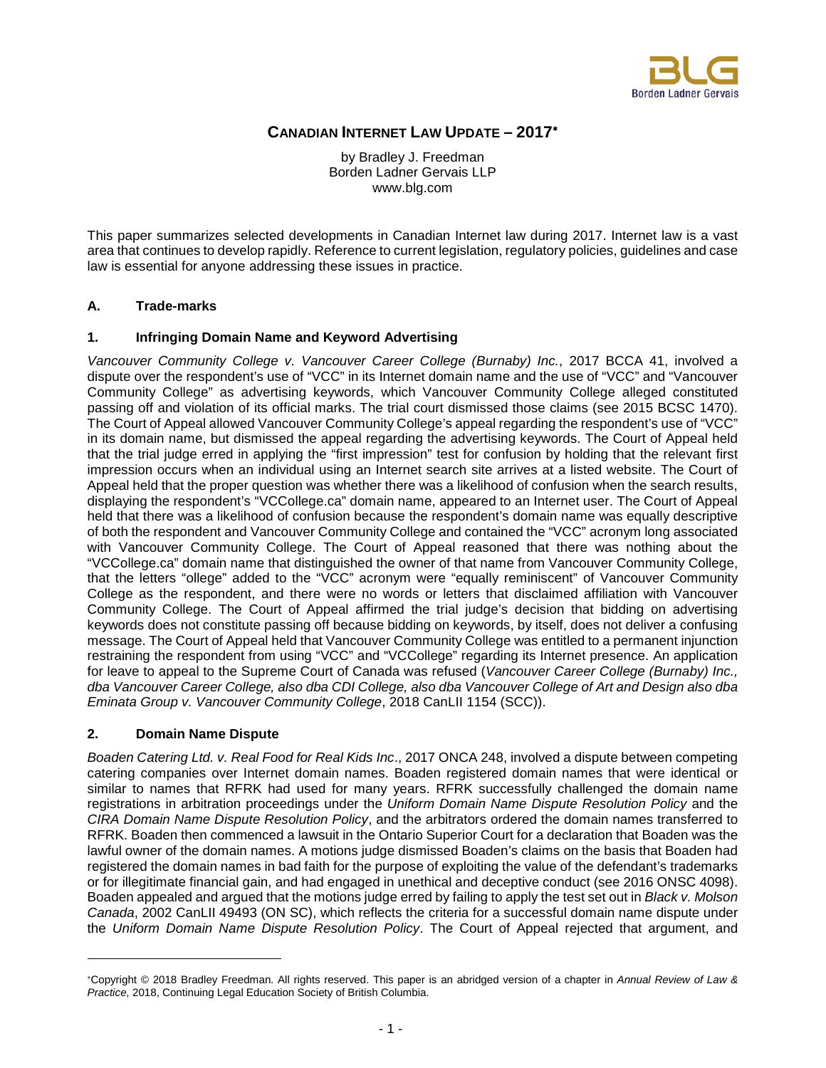# CANADIAN INTERNET LAW UPDATE – 2017*

by Bradley J. Freedman
Borden Ladner Gervais LLP
www.blg.com

This paper summarizes selected developments in Canadian Internet law during 2017. Internet law is a vast area that continues to develop rapidly. Reference to current legislation, regulatory policies, guidelines and case law is essential for anyone addressing these issues in practice.

## A. Trade-marks

### 1. Infringing Domain Name and Keyword Advertising

*Vancouver Community College v. Vancouver Career College (Burnaby) Inc.*, 2017 BCCA 41, involved a dispute over the respondent's use of "VCC" in its Internet domain name and the use of "VCC" and "Vancouver Community College" as advertising keywords, which Vancouver Community College alleged constituted passing off and violation of its official marks. The trial court dismissed those claims (see 2015 BCSC 1470). The Court of Appeal allowed Vancouver Community College's appeal regarding the respondent's use of "VCC" in its domain name, but dismissed the appeal regarding the advertising keywords. The Court of Appeal held that the trial judge erred in applying the "first impression" test for confusion by holding that the relevant first impression occurs when an individual using an Internet search site arrives at a listed website. The Court of Appeal held that the proper question was whether there was a likelihood of confusion when the search results, displaying the respondent's "VCCollege.ca" domain name, appeared to an Internet user. The Court of Appeal held that there was a likelihood of confusion because the respondent's domain name was equally descriptive of both the respondent and Vancouver Community College and contained the "VCC" acronym long associated with Vancouver Community College. The Court of Appeal reasoned that there was nothing about the "VCCollege.ca" domain name that distinguished the owner of that name from Vancouver Community College, that the letters "ollege" added to the "VCC" acronym were "equally reminiscent" of Vancouver Community College as the respondent, and there were no words or letters that disclaimed affiliation with Vancouver Community College. The Court of Appeal affirmed the trial judge's decision that bidding on advertising keywords does not constitute passing off because bidding on keywords, by itself, does not deliver a confusing message. The Court of Appeal held that Vancouver Community College was entitled to a permanent injunction restraining the respondent from using "VCC" and "VCCollege" regarding its Internet presence. An application for leave to appeal to the Supreme Court of Canada was refused (*Vancouver Career College (Burnaby) Inc., dba Vancouver Career College, also dba CDI College, also dba Vancouver College of Art and Design also dba Eminata Group v. Vancouver Community College*, 2018 CanLII 1154 (SCC)).

### 2. Domain Name Dispute

*Boaden Catering Ltd. v. Real Food for Real Kids Inc*., 2017 ONCA 248, involved a dispute between competing catering companies over Internet domain names. Boaden registered domain names that were identical or similar to names that RFRK had used for many years. RFRK successfully challenged the domain name registrations in arbitration proceedings under the *Uniform Domain Name Dispute Resolution Policy* and the *CIRA Domain Name Dispute Resolution Policy*, and the arbitrators ordered the domain names transferred to RFRK. Boaden then commenced a lawsuit in the Ontario Superior Court for a declaration that Boaden was the lawful owner of the domain names. A motions judge dismissed Boaden's claims on the basis that Boaden had registered the domain names in bad faith for the purpose of exploiting the value of the defendant's trademarks or for illegitimate financial gain, and had engaged in unethical and deceptive conduct (see 2016 ONSC 4098). Boaden appealed and argued that the motions judge erred by failing to apply the test set out in *Black v. Molson Canada*, 2002 CanLII 49493 (ON SC), which reflects the criteria for a successful domain name dispute under the *Uniform Domain Name Dispute Resolution Policy*. The Court of Appeal rejected that argument, and

---

*Copyright © 2018 Bradley Freedman. All rights reserved. This paper is an abridged version of a chapter in *Annual Review of Law & Practice*, 2018, Continuing Legal Education Society of British Columbia.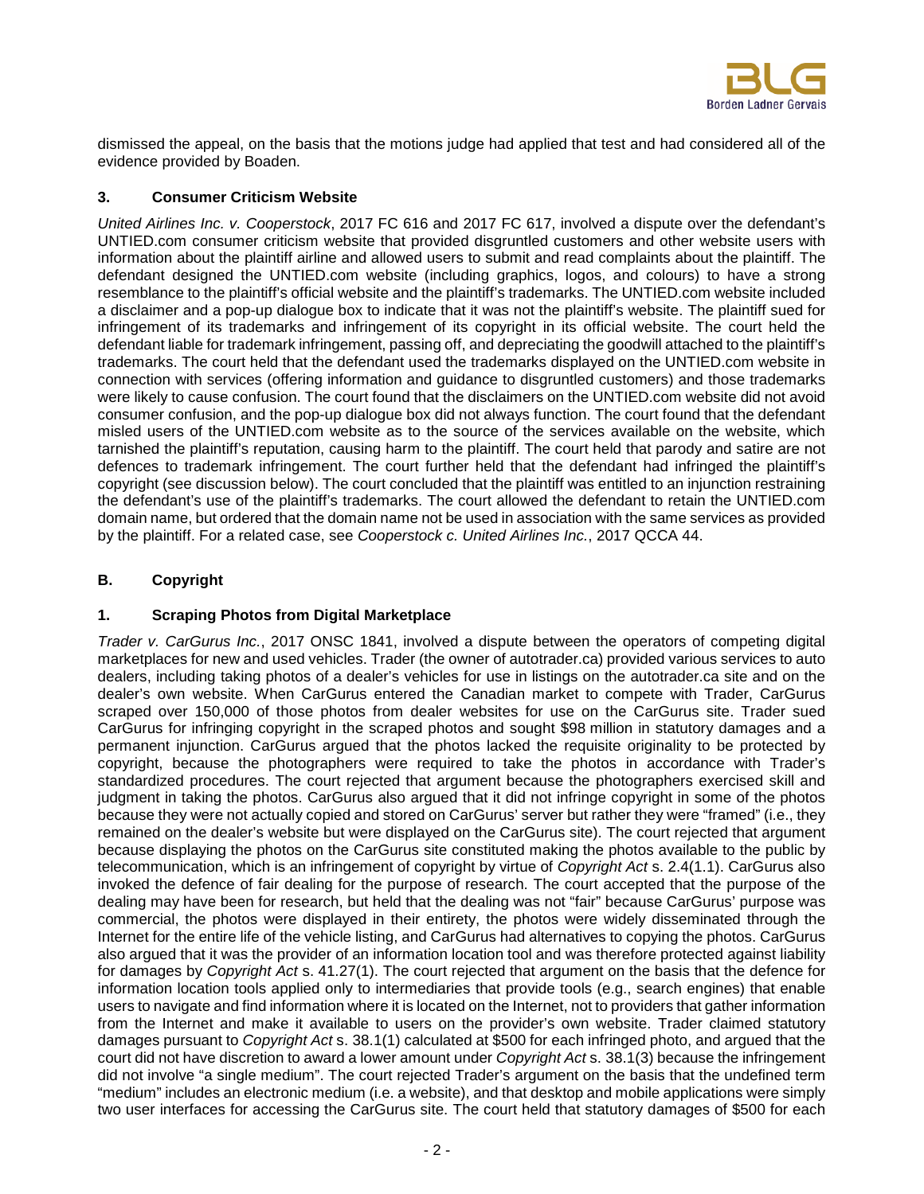dismissed the appeal, on the basis that the motions judge had applied that test and had considered all of the evidence provided by Boaden.

### 3. Consumer Criticism Website

*United Airlines Inc. v. Cooperstock*, 2017 FC 616 and 2017 FC 617, involved a dispute over the defendant's UNTIED.com consumer criticism website that provided disgruntled customers and other website users with information about the plaintiff airline and allowed users to submit and read complaints about the plaintiff. The defendant designed the UNTIED.com website (including graphics, logos, and colours) to have a strong resemblance to the plaintiff's official website and the plaintiff's trademarks. The UNTIED.com website included a disclaimer and a pop-up dialogue box to indicate that it was not the plaintiff's website. The plaintiff sued for infringement of its trademarks and infringement of its copyright in its official website. The court held the defendant liable for trademark infringement, passing off, and depreciating the goodwill attached to the plaintiff's trademarks. The court held that the defendant used the trademarks displayed on the UNTIED.com website in connection with services (offering information and guidance to disgruntled customers) and those trademarks were likely to cause confusion. The court found that the disclaimers on the UNTIED.com website did not avoid consumer confusion, and the pop-up dialogue box did not always function. The court found that the defendant misled users of the UNTIED.com website as to the source of the services available on the website, which tarnished the plaintiff's reputation, causing harm to the plaintiff. The court held that parody and satire are not defences to trademark infringement. The court further held that the defendant had infringed the plaintiff's copyright (see discussion below). The court concluded that the plaintiff was entitled to an injunction restraining the defendant's use of the plaintiff's trademarks. The court allowed the defendant to retain the UNTIED.com domain name, but ordered that the domain name not be used in association with the same services as provided by the plaintiff. For a related case, see *Cooperstock c. United Airlines Inc.*, 2017 QCCA 44.

## B. Copyright

### 1. Scraping Photos from Digital Marketplace

*Trader v. CarGurus Inc.*, 2017 ONSC 1841, involved a dispute between the operators of competing digital marketplaces for new and used vehicles. Trader (the owner of autotrader.ca) provided various services to auto dealers, including taking photos of a dealer's vehicles for use in listings on the autotrader.ca site and on the dealer's own website. When CarGurus entered the Canadian market to compete with Trader, CarGurus scraped over 150,000 of those photos from dealer websites for use on the CarGurus site. Trader sued CarGurus for infringing copyright in the scraped photos and sought $98 million in statutory damages and a permanent injunction. CarGurus argued that the photos lacked the requisite originality to be protected by copyright, because the photographers were required to take the photos in accordance with Trader's standardized procedures. The court rejected that argument because the photographers exercised skill and judgment in taking the photos. CarGurus also argued that it did not infringe copyright in some of the photos because they were not actually copied and stored on CarGurus' server but rather they were "framed" (i.e., they remained on the dealer's website but were displayed on the CarGurus site). The court rejected that argument because displaying the photos on the CarGurus site constituted making the photos available to the public by telecommunication, which is an infringement of copyright by virtue of *Copyright Act* s. 2.4(1.1). CarGurus also invoked the defence of fair dealing for the purpose of research. The court accepted that the purpose of the dealing may have been for research, but held that the dealing was not "fair" because CarGurus' purpose was commercial, the photos were displayed in their entirety, the photos were widely disseminated through the Internet for the entire life of the vehicle listing, and CarGurus had alternatives to copying the photos. CarGurus also argued that it was the provider of an information location tool and was therefore protected against liability for damages by *Copyright Act* s. 41.27(1). The court rejected that argument on the basis that the defence for information location tools applied only to intermediaries that provide tools (e.g., search engines) that enable users to navigate and find information where it is located on the Internet, not to providers that gather information from the Internet and make it available to users on the provider's own website. Trader claimed statutory damages pursuant to *Copyright Act* s. 38.1(1) calculated at $500 for each infringed photo, and argued that the court did not have discretion to award a lower amount under *Copyright Act* s. 38.1(3) because the infringement did not involve "a single medium". The court rejected Trader's argument on the basis that the undefined term "medium" includes an electronic medium (i.e. a website), and that desktop and mobile applications were simply two user interfaces for accessing the CarGurus site. The court held that statutory damages of $500 for each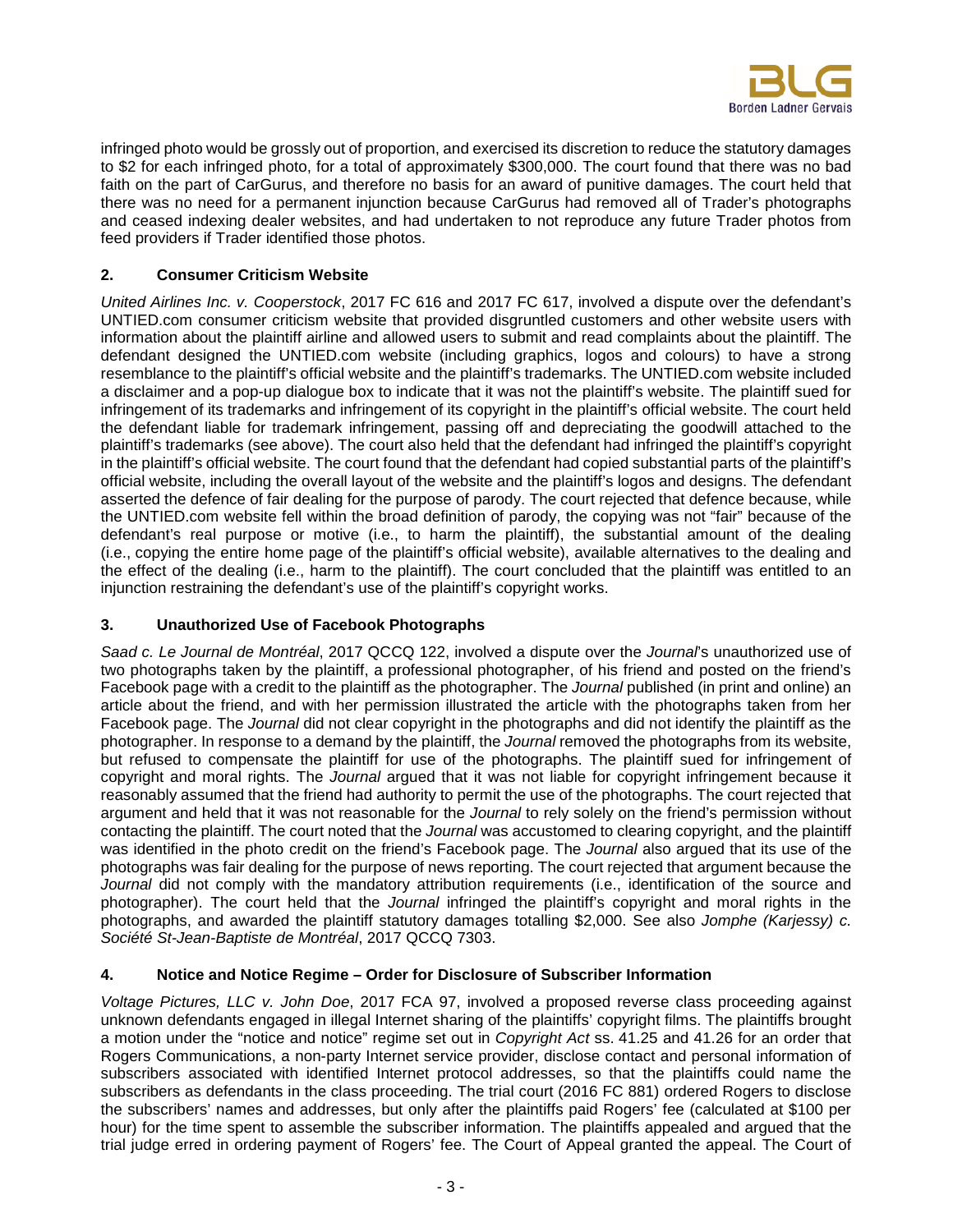infringed photo would be grossly out of proportion, and exercised its discretion to reduce the statutory damages to $2 for each infringed photo, for a total of approximately $300,000. The court found that there was no bad faith on the part of CarGurus, and therefore no basis for an award of punitive damages. The court held that there was no need for a permanent injunction because CarGurus had removed all of Trader's photographs and ceased indexing dealer websites, and had undertaken to not reproduce any future Trader photos from feed providers if Trader identified those photos.

## 2. Consumer Criticism Website

*United Airlines Inc. v. Cooperstock*, 2017 FC 616 and 2017 FC 617, involved a dispute over the defendant's UNTIED.com consumer criticism website that provided disgruntled customers and other website users with information about the plaintiff airline and allowed users to submit and read complaints about the plaintiff. The defendant designed the UNTIED.com website (including graphics, logos and colours) to have a strong resemblance to the plaintiff's official website and the plaintiff's trademarks. The UNTIED.com website included a disclaimer and a pop-up dialogue box to indicate that it was not the plaintiff's website. The plaintiff sued for infringement of its trademarks and infringement of its copyright in the plaintiff's official website. The court held the defendant liable for trademark infringement, passing off and depreciating the goodwill attached to the plaintiff's trademarks (see above). The court also held that the defendant had infringed the plaintiff's copyright in the plaintiff's official website. The court found that the defendant had copied substantial parts of the plaintiff's official website, including the overall layout of the website and the plaintiff's logos and designs. The defendant asserted the defence of fair dealing for the purpose of parody. The court rejected that defence because, while the UNTIED.com website fell within the broad definition of parody, the copying was not "fair" because of the defendant's real purpose or motive (i.e., to harm the plaintiff), the substantial amount of the dealing (i.e., copying the entire home page of the plaintiff's official website), available alternatives to the dealing and the effect of the dealing (i.e., harm to the plaintiff). The court concluded that the plaintiff was entitled to an injunction restraining the defendant's use of the plaintiff's copyright works.

## 3. Unauthorized Use of Facebook Photographs

*Saad c. Le Journal de Montréal*, 2017 QCCQ 122, involved a dispute over the *Journal*'s unauthorized use of two photographs taken by the plaintiff, a professional photographer, of his friend and posted on the friend's Facebook page with a credit to the plaintiff as the photographer. The *Journal* published (in print and online) an article about the friend, and with her permission illustrated the article with the photographs taken from her Facebook page. The *Journal* did not clear copyright in the photographs and did not identify the plaintiff as the photographer. In response to a demand by the plaintiff, the *Journal* removed the photographs from its website, but refused to compensate the plaintiff for use of the photographs. The plaintiff sued for infringement of copyright and moral rights. The *Journal* argued that it was not liable for copyright infringement because it reasonably assumed that the friend had authority to permit the use of the photographs. The court rejected that argument and held that it was not reasonable for the *Journal* to rely solely on the friend's permission without contacting the plaintiff. The court noted that the *Journal* was accustomed to clearing copyright, and the plaintiff was identified in the photo credit on the friend's Facebook page. The *Journal* also argued that its use of the photographs was fair dealing for the purpose of news reporting. The court rejected that argument because the *Journal* did not comply with the mandatory attribution requirements (i.e., identification of the source and photographer). The court held that the *Journal* infringed the plaintiff's copyright and moral rights in the photographs, and awarded the plaintiff statutory damages totalling $2,000. See also *Jomphe (Karjessy) c. Société St-Jean-Baptiste de Montréal*, 2017 QCCQ 7303.

## 4. Notice and Notice Regime – Order for Disclosure of Subscriber Information

*Voltage Pictures, LLC v. John Doe*, 2017 FCA 97, involved a proposed reverse class proceeding against unknown defendants engaged in illegal Internet sharing of the plaintiffs' copyright films. The plaintiffs brought a motion under the "notice and notice" regime set out in *Copyright Act* ss. 41.25 and 41.26 for an order that Rogers Communications, a non-party Internet service provider, disclose contact and personal information of subscribers associated with identified Internet protocol addresses, so that the plaintiffs could name the subscribers as defendants in the class proceeding. The trial court (2016 FC 881) ordered Rogers to disclose the subscribers' names and addresses, but only after the plaintiffs paid Rogers' fee (calculated at $100 per hour) for the time spent to assemble the subscriber information. The plaintiffs appealed and argued that the trial judge erred in ordering payment of Rogers' fee. The Court of Appeal granted the appeal. The Court of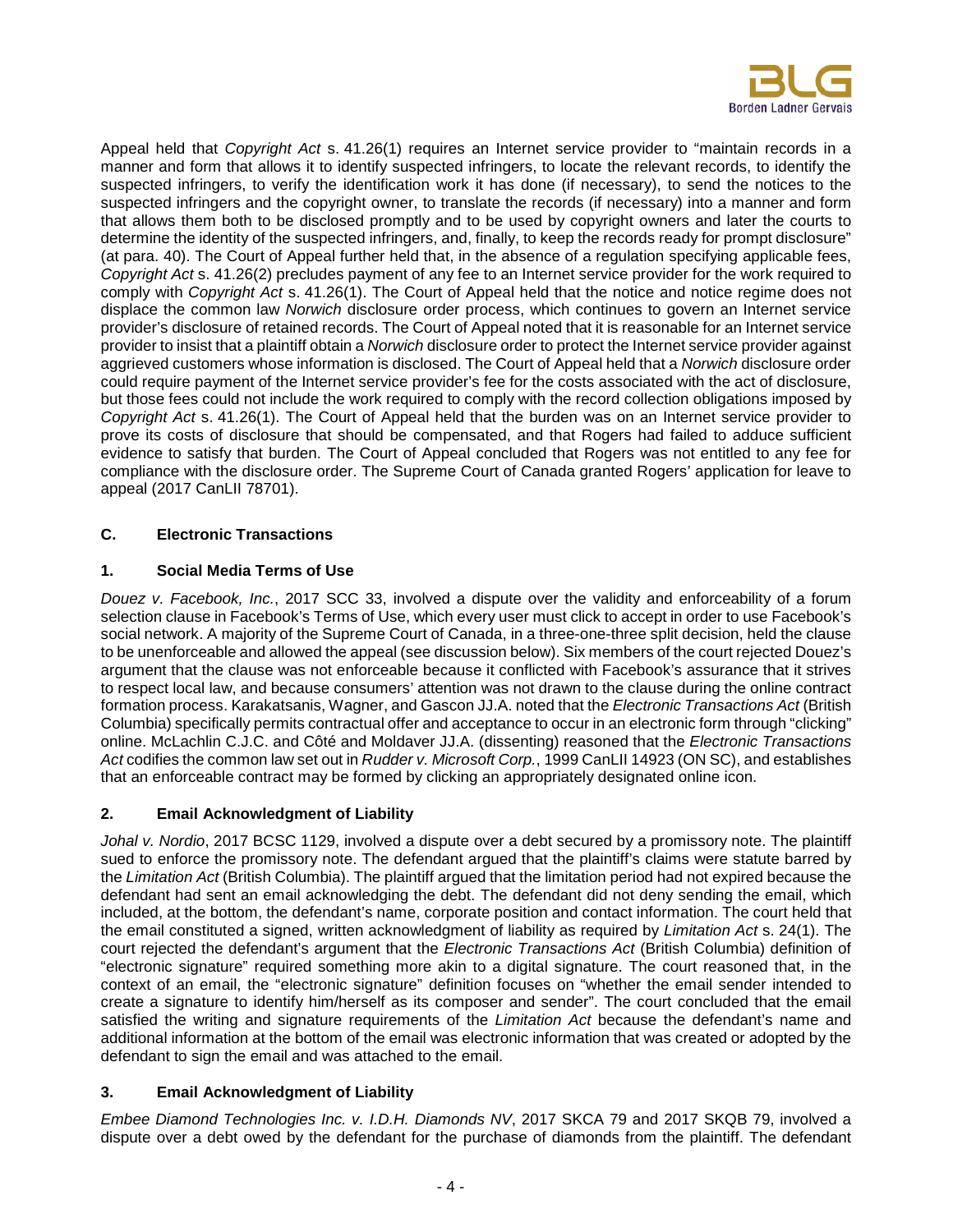Appeal held that *Copyright Act* s. 41.26(1) requires an Internet service provider to "maintain records in a manner and form that allows it to identify suspected infringers, to locate the relevant records, to identify the suspected infringers, to verify the identification work it has done (if necessary), to send the notices to the suspected infringers and the copyright owner, to translate the records (if necessary) into a manner and form that allows them both to be disclosed promptly and to be used by copyright owners and later the courts to determine the identity of the suspected infringers, and, finally, to keep the records ready for prompt disclosure" (at para. 40). The Court of Appeal further held that, in the absence of a regulation specifying applicable fees, *Copyright Act* s. 41.26(2) precludes payment of any fee to an Internet service provider for the work required to comply with *Copyright Act* s. 41.26(1). The Court of Appeal held that the notice and notice regime does not displace the common law *Norwich* disclosure order process, which continues to govern an Internet service provider's disclosure of retained records. The Court of Appeal noted that it is reasonable for an Internet service provider to insist that a plaintiff obtain a *Norwich* disclosure order to protect the Internet service provider against aggrieved customers whose information is disclosed. The Court of Appeal held that a *Norwich* disclosure order could require payment of the Internet service provider's fee for the costs associated with the act of disclosure, but those fees could not include the work required to comply with the record collection obligations imposed by *Copyright Act* s. 41.26(1). The Court of Appeal held that the burden was on an Internet service provider to prove its costs of disclosure that should be compensated, and that Rogers had failed to adduce sufficient evidence to satisfy that burden. The Court of Appeal concluded that Rogers was not entitled to any fee for compliance with the disclosure order. The Supreme Court of Canada granted Rogers' application for leave to appeal (2017 CanLII 78701).

## C. Electronic Transactions

### 1. Social Media Terms of Use

*Douez v. Facebook, Inc.*, 2017 SCC 33, involved a dispute over the validity and enforceability of a forum selection clause in Facebook's Terms of Use, which every user must click to accept in order to use Facebook's social network. A majority of the Supreme Court of Canada, in a three-one-three split decision, held the clause to be unenforceable and allowed the appeal (see discussion below). Six members of the court rejected Douez's argument that the clause was not enforceable because it conflicted with Facebook's assurance that it strives to respect local law, and because consumers' attention was not drawn to the clause during the online contract formation process. Karakatsanis, Wagner, and Gascon JJ.A. noted that the *Electronic Transactions Act* (British Columbia) specifically permits contractual offer and acceptance to occur in an electronic form through "clicking" online. McLachlin C.J.C. and Côté and Moldaver JJ.A. (dissenting) reasoned that the *Electronic Transactions Act* codifies the common law set out in *Rudder v. Microsoft Corp.*, 1999 CanLII 14923 (ON SC), and establishes that an enforceable contract may be formed by clicking an appropriately designated online icon.

### 2. Email Acknowledgment of Liability

*Johal v. Nordio*, 2017 BCSC 1129, involved a dispute over a debt secured by a promissory note. The plaintiff sued to enforce the promissory note. The defendant argued that the plaintiff's claims were statute barred by the *Limitation Act* (British Columbia). The plaintiff argued that the limitation period had not expired because the defendant had sent an email acknowledging the debt. The defendant did not deny sending the email, which included, at the bottom, the defendant's name, corporate position and contact information. The court held that the email constituted a signed, written acknowledgment of liability as required by *Limitation Act* s. 24(1). The court rejected the defendant's argument that the *Electronic Transactions Act* (British Columbia) definition of "electronic signature" required something more akin to a digital signature. The court reasoned that, in the context of an email, the "electronic signature" definition focuses on "whether the email sender intended to create a signature to identify him/herself as its composer and sender". The court concluded that the email satisfied the writing and signature requirements of the *Limitation Act* because the defendant's name and additional information at the bottom of the email was electronic information that was created or adopted by the defendant to sign the email and was attached to the email.

### 3. Email Acknowledgment of Liability

*Embee Diamond Technologies Inc. v. I.D.H. Diamonds NV*, 2017 SKCA 79 and 2017 SKQB 79, involved a dispute over a debt owed by the defendant for the purchase of diamonds from the plaintiff. The defendant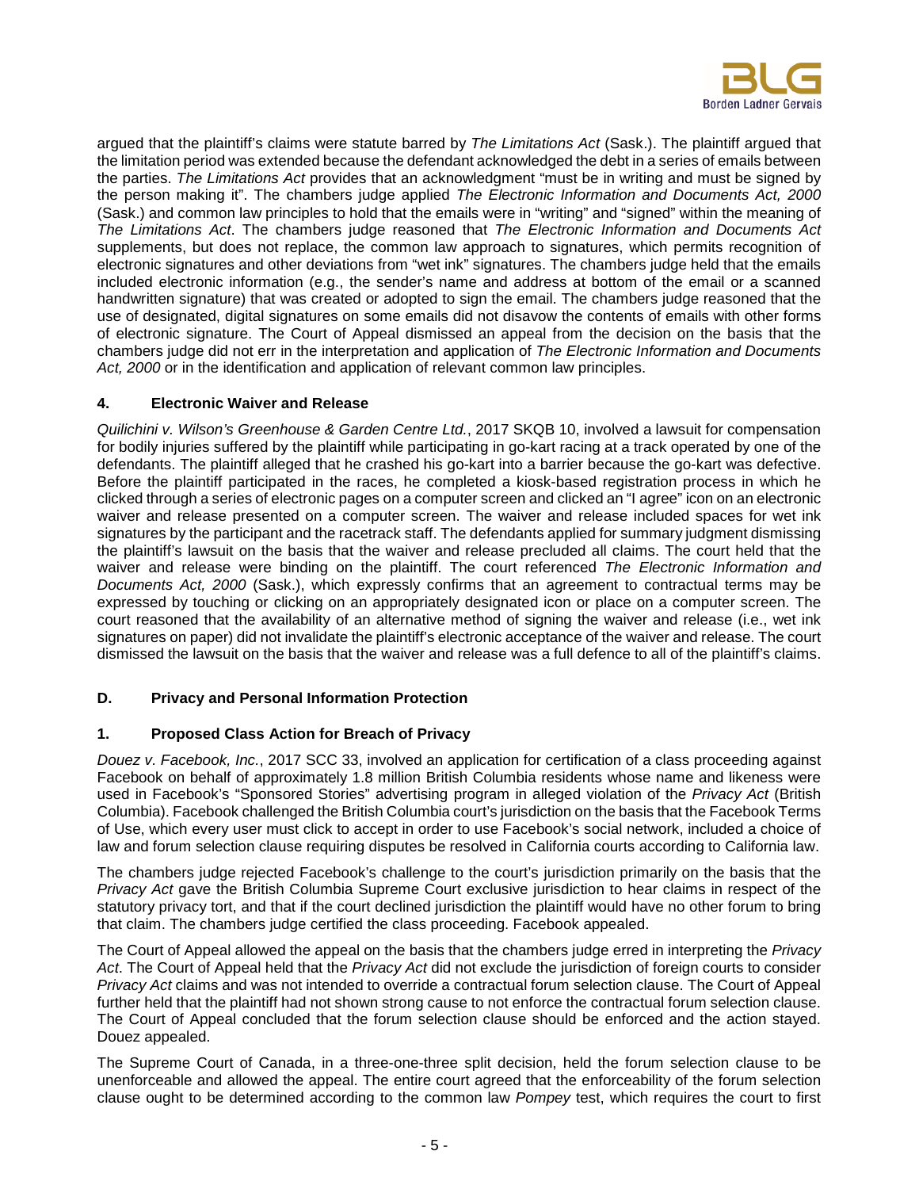argued that the plaintiff's claims were statute barred by *The Limitations Act* (Sask.). The plaintiff argued that the limitation period was extended because the defendant acknowledged the debt in a series of emails between the parties. *The Limitations Act* provides that an acknowledgment "must be in writing and must be signed by the person making it". The chambers judge applied *The Electronic Information and Documents Act, 2000* (Sask.) and common law principles to hold that the emails were in "writing" and "signed" within the meaning of *The Limitations Act*. The chambers judge reasoned that *The Electronic Information and Documents Act* supplements, but does not replace, the common law approach to signatures, which permits recognition of electronic signatures and other deviations from "wet ink" signatures. The chambers judge held that the emails included electronic information (e.g., the sender's name and address at bottom of the email or a scanned handwritten signature) that was created or adopted to sign the email. The chambers judge reasoned that the use of designated, digital signatures on some emails did not disavow the contents of emails with other forms of electronic signature. The Court of Appeal dismissed an appeal from the decision on the basis that the chambers judge did not err in the interpretation and application of *The Electronic Information and Documents Act, 2000* or in the identification and application of relevant common law principles.

### 4. Electronic Waiver and Release

*Quilichini v. Wilson's Greenhouse & Garden Centre Ltd.*, 2017 SKQB 10, involved a lawsuit for compensation for bodily injuries suffered by the plaintiff while participating in go-kart racing at a track operated by one of the defendants. The plaintiff alleged that he crashed his go-kart into a barrier because the go-kart was defective. Before the plaintiff participated in the races, he completed a kiosk-based registration process in which he clicked through a series of electronic pages on a computer screen and clicked an "I agree" icon on an electronic waiver and release presented on a computer screen. The waiver and release included spaces for wet ink signatures by the participant and the racetrack staff. The defendants applied for summary judgment dismissing the plaintiff's lawsuit on the basis that the waiver and release precluded all claims. The court held that the waiver and release were binding on the plaintiff. The court referenced *The Electronic Information and Documents Act, 2000* (Sask.), which expressly confirms that an agreement to contractual terms may be expressed by touching or clicking on an appropriately designated icon or place on a computer screen. The court reasoned that the availability of an alternative method of signing the waiver and release (i.e., wet ink signatures on paper) did not invalidate the plaintiff's electronic acceptance of the waiver and release. The court dismissed the lawsuit on the basis that the waiver and release was a full defence to all of the plaintiff's claims.

## D. Privacy and Personal Information Protection

### 1. Proposed Class Action for Breach of Privacy

*Douez v. Facebook, Inc.*, 2017 SCC 33, involved an application for certification of a class proceeding against Facebook on behalf of approximately 1.8 million British Columbia residents whose name and likeness were used in Facebook's "Sponsored Stories" advertising program in alleged violation of the *Privacy Act* (British Columbia). Facebook challenged the British Columbia court's jurisdiction on the basis that the Facebook Terms of Use, which every user must click to accept in order to use Facebook's social network, included a choice of law and forum selection clause requiring disputes be resolved in California courts according to California law.

The chambers judge rejected Facebook's challenge to the court's jurisdiction primarily on the basis that the *Privacy Act* gave the British Columbia Supreme Court exclusive jurisdiction to hear claims in respect of the statutory privacy tort, and that if the court declined jurisdiction the plaintiff would have no other forum to bring that claim. The chambers judge certified the class proceeding. Facebook appealed.

The Court of Appeal allowed the appeal on the basis that the chambers judge erred in interpreting the *Privacy Act*. The Court of Appeal held that the *Privacy Act* did not exclude the jurisdiction of foreign courts to consider *Privacy Act* claims and was not intended to override a contractual forum selection clause. The Court of Appeal further held that the plaintiff had not shown strong cause to not enforce the contractual forum selection clause. The Court of Appeal concluded that the forum selection clause should be enforced and the action stayed. Douez appealed.

The Supreme Court of Canada, in a three-one-three split decision, held the forum selection clause to be unenforceable and allowed the appeal. The entire court agreed that the enforceability of the forum selection clause ought to be determined according to the common law *Pompey* test, which requires the court to first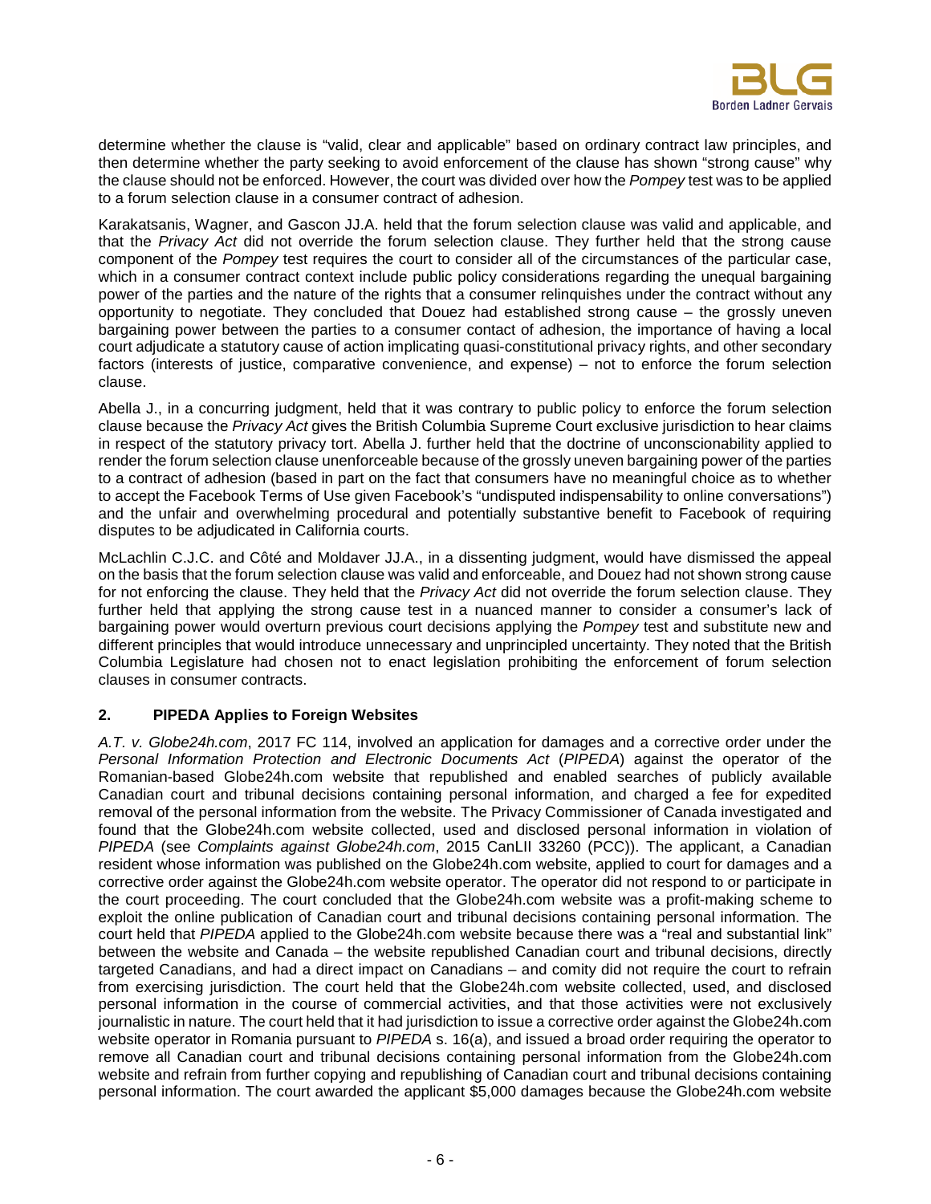determine whether the clause is "valid, clear and applicable" based on ordinary contract law principles, and then determine whether the party seeking to avoid enforcement of the clause has shown "strong cause" why the clause should not be enforced. However, the court was divided over how the *Pompey* test was to be applied to a forum selection clause in a consumer contract of adhesion.

Karakatsanis, Wagner, and Gascon JJ.A. held that the forum selection clause was valid and applicable, and that the *Privacy Act* did not override the forum selection clause. They further held that the strong cause component of the *Pompey* test requires the court to consider all of the circumstances of the particular case, which in a consumer contract context include public policy considerations regarding the unequal bargaining power of the parties and the nature of the rights that a consumer relinquishes under the contract without any opportunity to negotiate. They concluded that Douez had established strong cause – the grossly uneven bargaining power between the parties to a consumer contact of adhesion, the importance of having a local court adjudicate a statutory cause of action implicating quasi-constitutional privacy rights, and other secondary factors (interests of justice, comparative convenience, and expense) – not to enforce the forum selection clause.

Abella J., in a concurring judgment, held that it was contrary to public policy to enforce the forum selection clause because the *Privacy Act* gives the British Columbia Supreme Court exclusive jurisdiction to hear claims in respect of the statutory privacy tort. Abella J. further held that the doctrine of unconscionability applied to render the forum selection clause unenforceable because of the grossly uneven bargaining power of the parties to a contract of adhesion (based in part on the fact that consumers have no meaningful choice as to whether to accept the Facebook Terms of Use given Facebook's "undisputed indispensability to online conversations") and the unfair and overwhelming procedural and potentially substantive benefit to Facebook of requiring disputes to be adjudicated in California courts.

McLachlin C.J.C. and Côté and Moldaver JJ.A., in a dissenting judgment, would have dismissed the appeal on the basis that the forum selection clause was valid and enforceable, and Douez had not shown strong cause for not enforcing the clause. They held that the *Privacy Act* did not override the forum selection clause. They further held that applying the strong cause test in a nuanced manner to consider a consumer's lack of bargaining power would overturn previous court decisions applying the *Pompey* test and substitute new and different principles that would introduce unnecessary and unprincipled uncertainty. They noted that the British Columbia Legislature had chosen not to enact legislation prohibiting the enforcement of forum selection clauses in consumer contracts.

## 2. PIPEDA Applies to Foreign Websites

*A.T. v. Globe24h.com*, 2017 FC 114, involved an application for damages and a corrective order under the *Personal Information Protection and Electronic Documents Act* (*PIPEDA*) against the operator of the Romanian-based Globe24h.com website that republished and enabled searches of publicly available Canadian court and tribunal decisions containing personal information, and charged a fee for expedited removal of the personal information from the website. The Privacy Commissioner of Canada investigated and found that the Globe24h.com website collected, used and disclosed personal information in violation of *PIPEDA* (see *Complaints against Globe24h.com*, 2015 CanLII 33260 (PCC)). The applicant, a Canadian resident whose information was published on the Globe24h.com website, applied to court for damages and a corrective order against the Globe24h.com website operator. The operator did not respond to or participate in the court proceeding. The court concluded that the Globe24h.com website was a profit-making scheme to exploit the online publication of Canadian court and tribunal decisions containing personal information. The court held that *PIPEDA* applied to the Globe24h.com website because there was a "real and substantial link" between the website and Canada – the website republished Canadian court and tribunal decisions, directly targeted Canadians, and had a direct impact on Canadians – and comity did not require the court to refrain from exercising jurisdiction. The court held that the Globe24h.com website collected, used, and disclosed personal information in the course of commercial activities, and that those activities were not exclusively journalistic in nature. The court held that it had jurisdiction to issue a corrective order against the Globe24h.com website operator in Romania pursuant to *PIPEDA* s. 16(a), and issued a broad order requiring the operator to remove all Canadian court and tribunal decisions containing personal information from the Globe24h.com website and refrain from further copying and republishing of Canadian court and tribunal decisions containing personal information. The court awarded the applicant $5,000 damages because the Globe24h.com website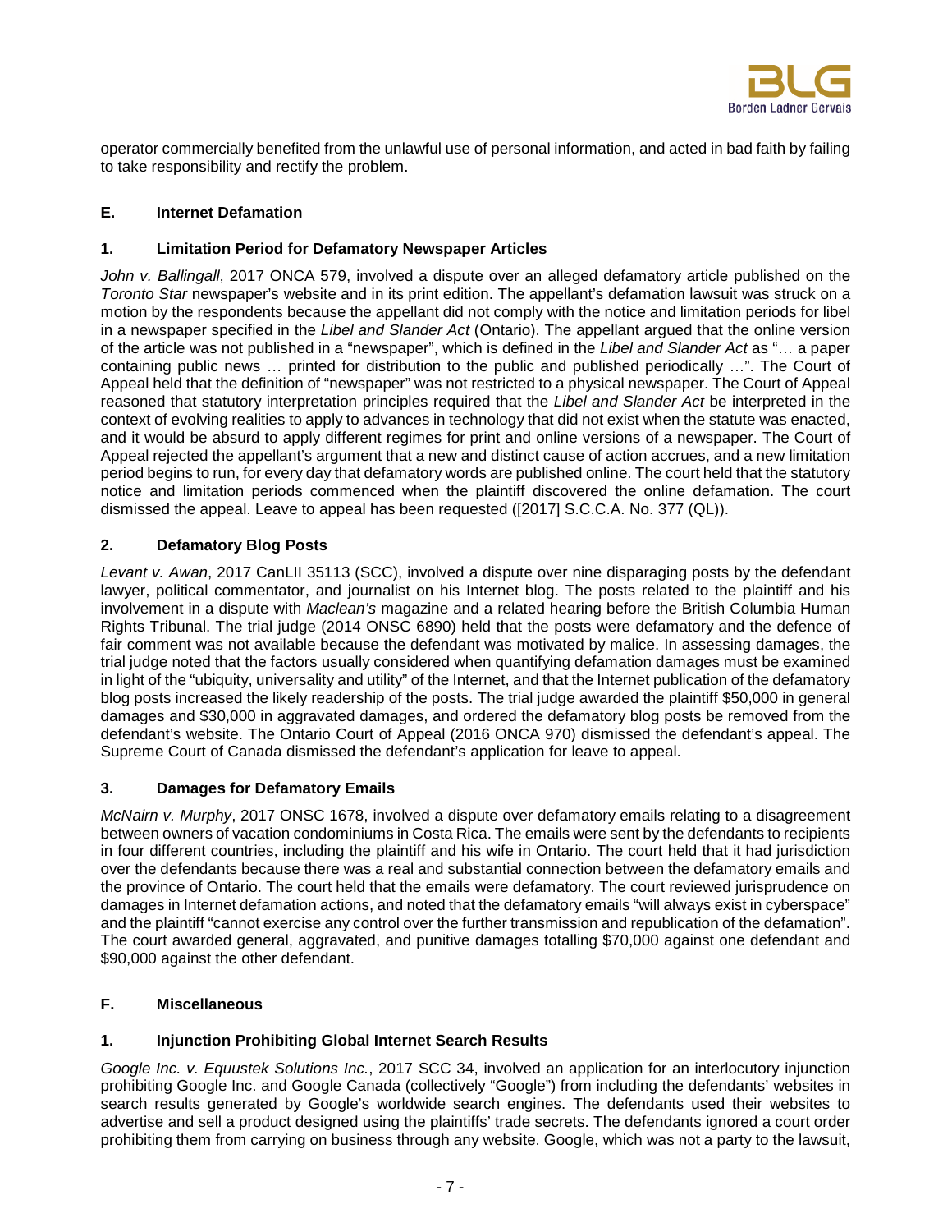operator commercially benefited from the unlawful use of personal information, and acted in bad faith by failing to take responsibility and rectify the problem.

### E. Internet Defamation

#### 1. Limitation Period for Defamatory Newspaper Articles

*John v. Ballingall*, 2017 ONCA 579, involved a dispute over an alleged defamatory article published on the *Toronto Star* newspaper's website and in its print edition. The appellant's defamation lawsuit was struck on a motion by the respondents because the appellant did not comply with the notice and limitation periods for libel in a newspaper specified in the *Libel and Slander Act* (Ontario). The appellant argued that the online version of the article was not published in a "newspaper", which is defined in the *Libel and Slander Act* as "… a paper containing public news … printed for distribution to the public and published periodically …". The Court of Appeal held that the definition of "newspaper" was not restricted to a physical newspaper. The Court of Appeal reasoned that statutory interpretation principles required that the *Libel and Slander Act* be interpreted in the context of evolving realities to apply to advances in technology that did not exist when the statute was enacted, and it would be absurd to apply different regimes for print and online versions of a newspaper. The Court of Appeal rejected the appellant's argument that a new and distinct cause of action accrues, and a new limitation period begins to run, for every day that defamatory words are published online. The court held that the statutory notice and limitation periods commenced when the plaintiff discovered the online defamation. The court dismissed the appeal. Leave to appeal has been requested ([2017] S.C.C.A. No. 377 (QL)).

#### 2. Defamatory Blog Posts

*Levant v. Awan*, 2017 CanLII 35113 (SCC), involved a dispute over nine disparaging posts by the defendant lawyer, political commentator, and journalist on his Internet blog. The posts related to the plaintiff and his involvement in a dispute with *Maclean's* magazine and a related hearing before the British Columbia Human Rights Tribunal. The trial judge (2014 ONSC 6890) held that the posts were defamatory and the defence of fair comment was not available because the defendant was motivated by malice. In assessing damages, the trial judge noted that the factors usually considered when quantifying defamation damages must be examined in light of the "ubiquity, universality and utility" of the Internet, and that the Internet publication of the defamatory blog posts increased the likely readership of the posts. The trial judge awarded the plaintiff $50,000 in general damages and $30,000 in aggravated damages, and ordered the defamatory blog posts be removed from the defendant's website. The Ontario Court of Appeal (2016 ONCA 970) dismissed the defendant's appeal. The Supreme Court of Canada dismissed the defendant's application for leave to appeal.

#### 3. Damages for Defamatory Emails

*McNairn v. Murphy*, 2017 ONSC 1678, involved a dispute over defamatory emails relating to a disagreement between owners of vacation condominiums in Costa Rica. The emails were sent by the defendants to recipients in four different countries, including the plaintiff and his wife in Ontario. The court held that it had jurisdiction over the defendants because there was a real and substantial connection between the defamatory emails and the province of Ontario. The court held that the emails were defamatory. The court reviewed jurisprudence on damages in Internet defamation actions, and noted that the defamatory emails "will always exist in cyberspace" and the plaintiff "cannot exercise any control over the further transmission and republication of the defamation". The court awarded general, aggravated, and punitive damages totalling $70,000 against one defendant and $90,000 against the other defendant.

### F. Miscellaneous

#### 1. Injunction Prohibiting Global Internet Search Results

*Google Inc. v. Equustek Solutions Inc.*, 2017 SCC 34, involved an application for an interlocutory injunction prohibiting Google Inc. and Google Canada (collectively "Google") from including the defendants' websites in search results generated by Google's worldwide search engines. The defendants used their websites to advertise and sell a product designed using the plaintiffs' trade secrets. The defendants ignored a court order prohibiting them from carrying on business through any website. Google, which was not a party to the lawsuit,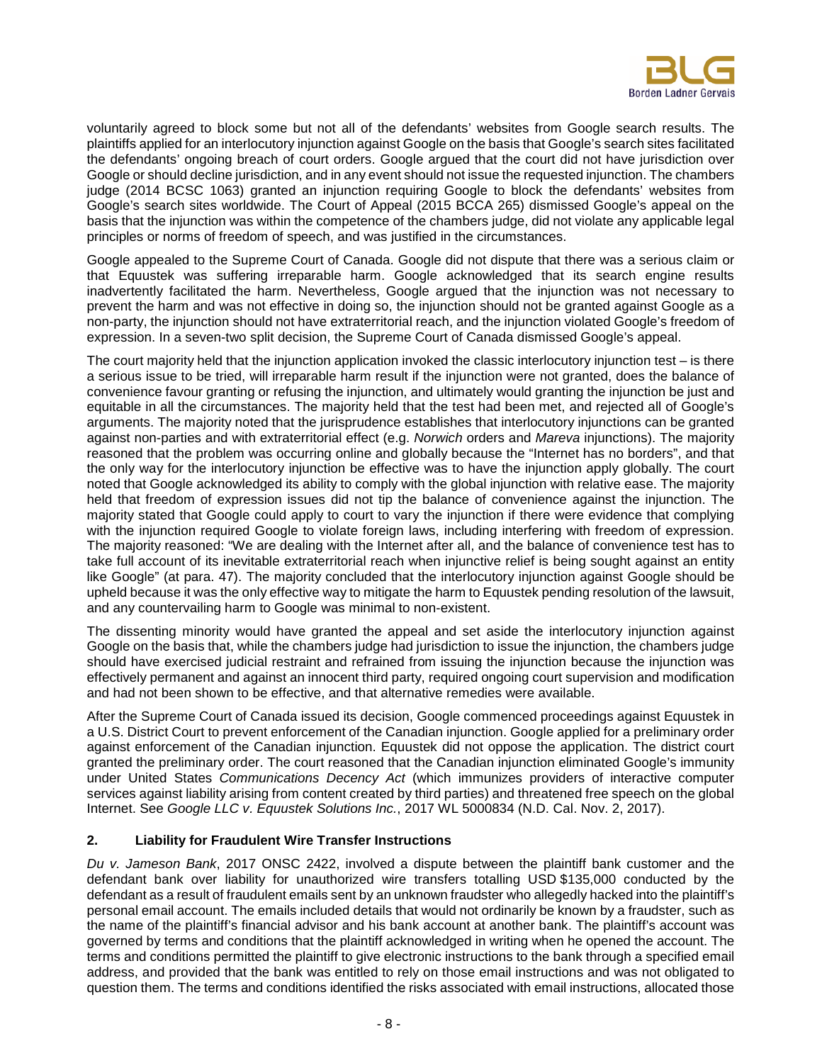voluntarily agreed to block some but not all of the defendants' websites from Google search results. The plaintiffs applied for an interlocutory injunction against Google on the basis that Google's search sites facilitated the defendants' ongoing breach of court orders. Google argued that the court did not have jurisdiction over Google or should decline jurisdiction, and in any event should not issue the requested injunction. The chambers judge (2014 BCSC 1063) granted an injunction requiring Google to block the defendants' websites from Google's search sites worldwide. The Court of Appeal (2015 BCCA 265) dismissed Google's appeal on the basis that the injunction was within the competence of the chambers judge, did not violate any applicable legal principles or norms of freedom of speech, and was justified in the circumstances.

Google appealed to the Supreme Court of Canada. Google did not dispute that there was a serious claim or that Equustek was suffering irreparable harm. Google acknowledged that its search engine results inadvertently facilitated the harm. Nevertheless, Google argued that the injunction was not necessary to prevent the harm and was not effective in doing so, the injunction should not be granted against Google as a non-party, the injunction should not have extraterritorial reach, and the injunction violated Google's freedom of expression. In a seven-two split decision, the Supreme Court of Canada dismissed Google's appeal.

The court majority held that the injunction application invoked the classic interlocutory injunction test – is there a serious issue to be tried, will irreparable harm result if the injunction were not granted, does the balance of convenience favour granting or refusing the injunction, and ultimately would granting the injunction be just and equitable in all the circumstances. The majority held that the test had been met, and rejected all of Google's arguments. The majority noted that the jurisprudence establishes that interlocutory injunctions can be granted against non-parties and with extraterritorial effect (e.g. *Norwich* orders and *Mareva* injunctions). The majority reasoned that the problem was occurring online and globally because the "Internet has no borders", and that the only way for the interlocutory injunction be effective was to have the injunction apply globally. The court noted that Google acknowledged its ability to comply with the global injunction with relative ease. The majority held that freedom of expression issues did not tip the balance of convenience against the injunction. The majority stated that Google could apply to court to vary the injunction if there were evidence that complying with the injunction required Google to violate foreign laws, including interfering with freedom of expression. The majority reasoned: "We are dealing with the Internet after all, and the balance of convenience test has to take full account of its inevitable extraterritorial reach when injunctive relief is being sought against an entity like Google" (at para. 47). The majority concluded that the interlocutory injunction against Google should be upheld because it was the only effective way to mitigate the harm to Equustek pending resolution of the lawsuit, and any countervailing harm to Google was minimal to non-existent.

The dissenting minority would have granted the appeal and set aside the interlocutory injunction against Google on the basis that, while the chambers judge had jurisdiction to issue the injunction, the chambers judge should have exercised judicial restraint and refrained from issuing the injunction because the injunction was effectively permanent and against an innocent third party, required ongoing court supervision and modification and had not been shown to be effective, and that alternative remedies were available.

After the Supreme Court of Canada issued its decision, Google commenced proceedings against Equustek in a U.S. District Court to prevent enforcement of the Canadian injunction. Google applied for a preliminary order against enforcement of the Canadian injunction. Equustek did not oppose the application. The district court granted the preliminary order. The court reasoned that the Canadian injunction eliminated Google's immunity under United States *Communications Decency Act* (which immunizes providers of interactive computer services against liability arising from content created by third parties) and threatened free speech on the global Internet. See *Google LLC v. Equustek Solutions Inc.*, 2017 WL 5000834 (N.D. Cal. Nov. 2, 2017).

## 2. Liability for Fraudulent Wire Transfer Instructions

*Du v. Jameson Bank*, 2017 ONSC 2422, involved a dispute between the plaintiff bank customer and the defendant bank over liability for unauthorized wire transfers totalling USD $135,000 conducted by the defendant as a result of fraudulent emails sent by an unknown fraudster who allegedly hacked into the plaintiff's personal email account. The emails included details that would not ordinarily be known by a fraudster, such as the name of the plaintiff's financial advisor and his bank account at another bank. The plaintiff's account was governed by terms and conditions that the plaintiff acknowledged in writing when he opened the account. The terms and conditions permitted the plaintiff to give electronic instructions to the bank through a specified email address, and provided that the bank was entitled to rely on those email instructions and was not obligated to question them. The terms and conditions identified the risks associated with email instructions, allocated those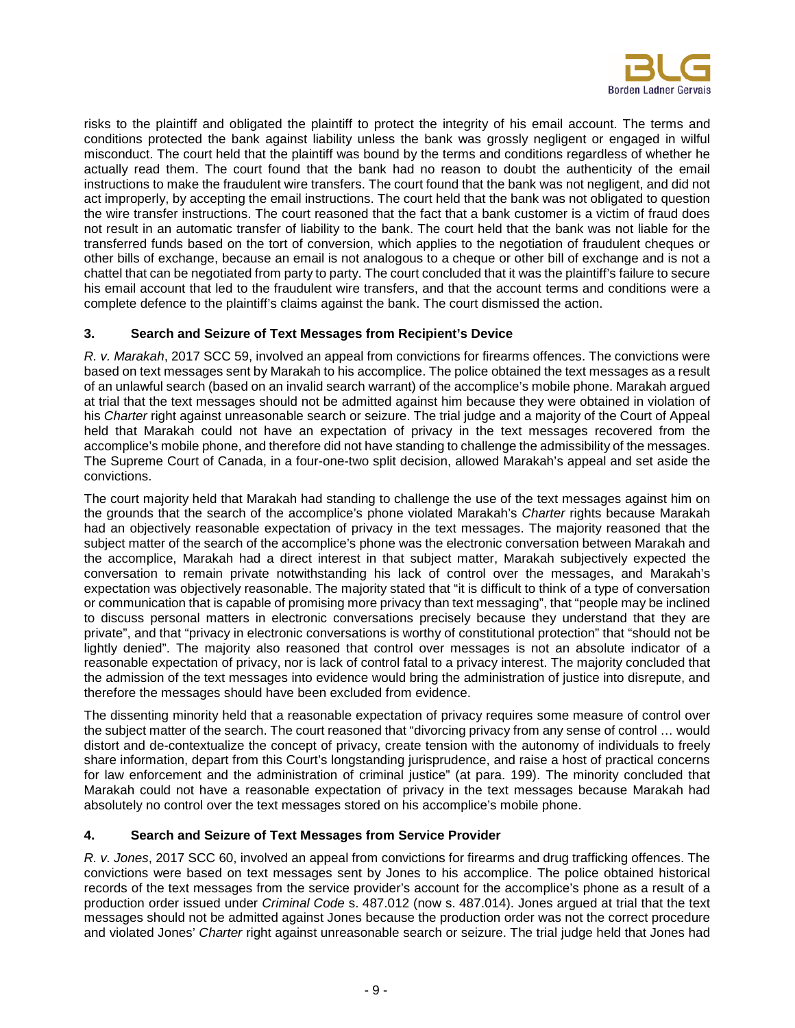risks to the plaintiff and obligated the plaintiff to protect the integrity of his email account. The terms and conditions protected the bank against liability unless the bank was grossly negligent or engaged in wilful misconduct. The court held that the plaintiff was bound by the terms and conditions regardless of whether he actually read them. The court found that the bank had no reason to doubt the authenticity of the email instructions to make the fraudulent wire transfers. The court found that the bank was not negligent, and did not act improperly, by accepting the email instructions. The court held that the bank was not obligated to question the wire transfer instructions. The court reasoned that the fact that a bank customer is a victim of fraud does not result in an automatic transfer of liability to the bank. The court held that the bank was not liable for the transferred funds based on the tort of conversion, which applies to the negotiation of fraudulent cheques or other bills of exchange, because an email is not analogous to a cheque or other bill of exchange and is not a chattel that can be negotiated from party to party. The court concluded that it was the plaintiff's failure to secure his email account that led to the fraudulent wire transfers, and that the account terms and conditions were a complete defence to the plaintiff's claims against the bank. The court dismissed the action.

### 3. Search and Seizure of Text Messages from Recipient's Device

*R. v. Marakah*, 2017 SCC 59, involved an appeal from convictions for firearms offences. The convictions were based on text messages sent by Marakah to his accomplice. The police obtained the text messages as a result of an unlawful search (based on an invalid search warrant) of the accomplice's mobile phone. Marakah argued at trial that the text messages should not be admitted against him because they were obtained in violation of his *Charter* right against unreasonable search or seizure. The trial judge and a majority of the Court of Appeal held that Marakah could not have an expectation of privacy in the text messages recovered from the accomplice's mobile phone, and therefore did not have standing to challenge the admissibility of the messages. The Supreme Court of Canada, in a four-one-two split decision, allowed Marakah's appeal and set aside the convictions.

The court majority held that Marakah had standing to challenge the use of the text messages against him on the grounds that the search of the accomplice's phone violated Marakah's *Charter* rights because Marakah had an objectively reasonable expectation of privacy in the text messages. The majority reasoned that the subject matter of the search of the accomplice's phone was the electronic conversation between Marakah and the accomplice, Marakah had a direct interest in that subject matter, Marakah subjectively expected the conversation to remain private notwithstanding his lack of control over the messages, and Marakah's expectation was objectively reasonable. The majority stated that "it is difficult to think of a type of conversation or communication that is capable of promising more privacy than text messaging", that "people may be inclined to discuss personal matters in electronic conversations precisely because they understand that they are private", and that "privacy in electronic conversations is worthy of constitutional protection" that "should not be lightly denied". The majority also reasoned that control over messages is not an absolute indicator of a reasonable expectation of privacy, nor is lack of control fatal to a privacy interest. The majority concluded that the admission of the text messages into evidence would bring the administration of justice into disrepute, and therefore the messages should have been excluded from evidence.

The dissenting minority held that a reasonable expectation of privacy requires some measure of control over the subject matter of the search. The court reasoned that "divorcing privacy from any sense of control … would distort and de-contextualize the concept of privacy, create tension with the autonomy of individuals to freely share information, depart from this Court's longstanding jurisprudence, and raise a host of practical concerns for law enforcement and the administration of criminal justice" (at para. 199). The minority concluded that Marakah could not have a reasonable expectation of privacy in the text messages because Marakah had absolutely no control over the text messages stored on his accomplice's mobile phone.

### 4. Search and Seizure of Text Messages from Service Provider

*R. v. Jones*, 2017 SCC 60, involved an appeal from convictions for firearms and drug trafficking offences. The convictions were based on text messages sent by Jones to his accomplice. The police obtained historical records of the text messages from the service provider's account for the accomplice's phone as a result of a production order issued under *Criminal Code* s. 487.012 (now s. 487.014). Jones argued at trial that the text messages should not be admitted against Jones because the production order was not the correct procedure and violated Jones' *Charter* right against unreasonable search or seizure. The trial judge held that Jones had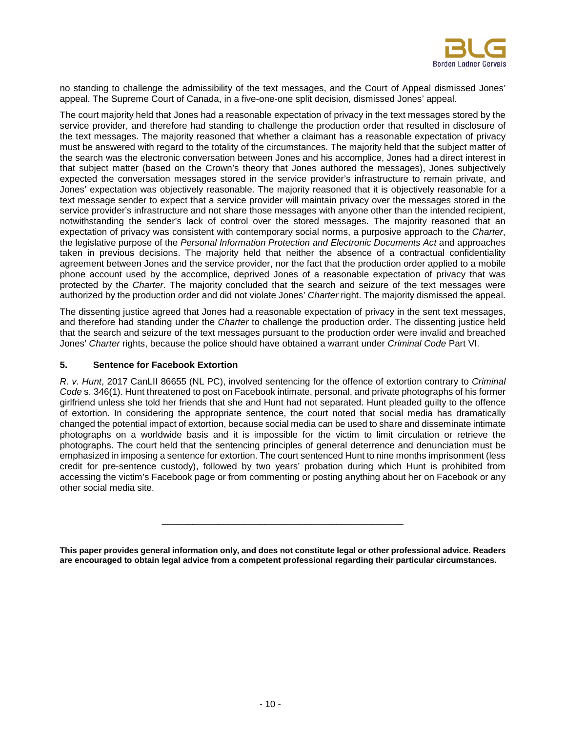no standing to challenge the admissibility of the text messages, and the Court of Appeal dismissed Jones' appeal. The Supreme Court of Canada, in a five-one-one split decision, dismissed Jones' appeal.

The court majority held that Jones had a reasonable expectation of privacy in the text messages stored by the service provider, and therefore had standing to challenge the production order that resulted in disclosure of the text messages. The majority reasoned that whether a claimant has a reasonable expectation of privacy must be answered with regard to the totality of the circumstances. The majority held that the subject matter of the search was the electronic conversation between Jones and his accomplice, Jones had a direct interest in that subject matter (based on the Crown's theory that Jones authored the messages), Jones subjectively expected the conversation messages stored in the service provider's infrastructure to remain private, and Jones' expectation was objectively reasonable. The majority reasoned that it is objectively reasonable for a text message sender to expect that a service provider will maintain privacy over the messages stored in the service provider's infrastructure and not share those messages with anyone other than the intended recipient, notwithstanding the sender's lack of control over the stored messages. The majority reasoned that an expectation of privacy was consistent with contemporary social norms, a purposive approach to the *Charter*, the legislative purpose of the *Personal Information Protection and Electronic Documents Act* and approaches taken in previous decisions. The majority held that neither the absence of a contractual confidentiality agreement between Jones and the service provider, nor the fact that the production order applied to a mobile phone account used by the accomplice, deprived Jones of a reasonable expectation of privacy that was protected by the *Charter*. The majority concluded that the search and seizure of the text messages were authorized by the production order and did not violate Jones' *Charter* right. The majority dismissed the appeal.

The dissenting justice agreed that Jones had a reasonable expectation of privacy in the sent text messages, and therefore had standing under the *Charter* to challenge the production order. The dissenting justice held that the search and seizure of the text messages pursuant to the production order were invalid and breached Jones' *Charter* rights, because the police should have obtained a warrant under *Criminal Code* Part VI.

### 5. Sentence for Facebook Extortion

*R. v. Hunt*, 2017 CanLII 86655 (NL PC), involved sentencing for the offence of extortion contrary to *Criminal Code* s. 346(1). Hunt threatened to post on Facebook intimate, personal, and private photographs of his former girlfriend unless she told her friends that she and Hunt had not separated. Hunt pleaded guilty to the offence of extortion. In considering the appropriate sentence, the court noted that social media has dramatically changed the potential impact of extortion, because social media can be used to share and disseminate intimate photographs on a worldwide basis and it is impossible for the victim to limit circulation or retrieve the photographs. The court held that the sentencing principles of general deterrence and denunciation must be emphasized in imposing a sentence for extortion. The court sentenced Hunt to nine months imprisonment (less credit for pre-sentence custody), followed by two years' probation during which Hunt is prohibited from accessing the victim's Facebook page or from commenting or posting anything about her on Facebook or any other social media site.

---

**This paper provides general information only, and does not constitute legal or other professional advice. Readers are encouraged to obtain legal advice from a competent professional regarding their particular circumstances.**